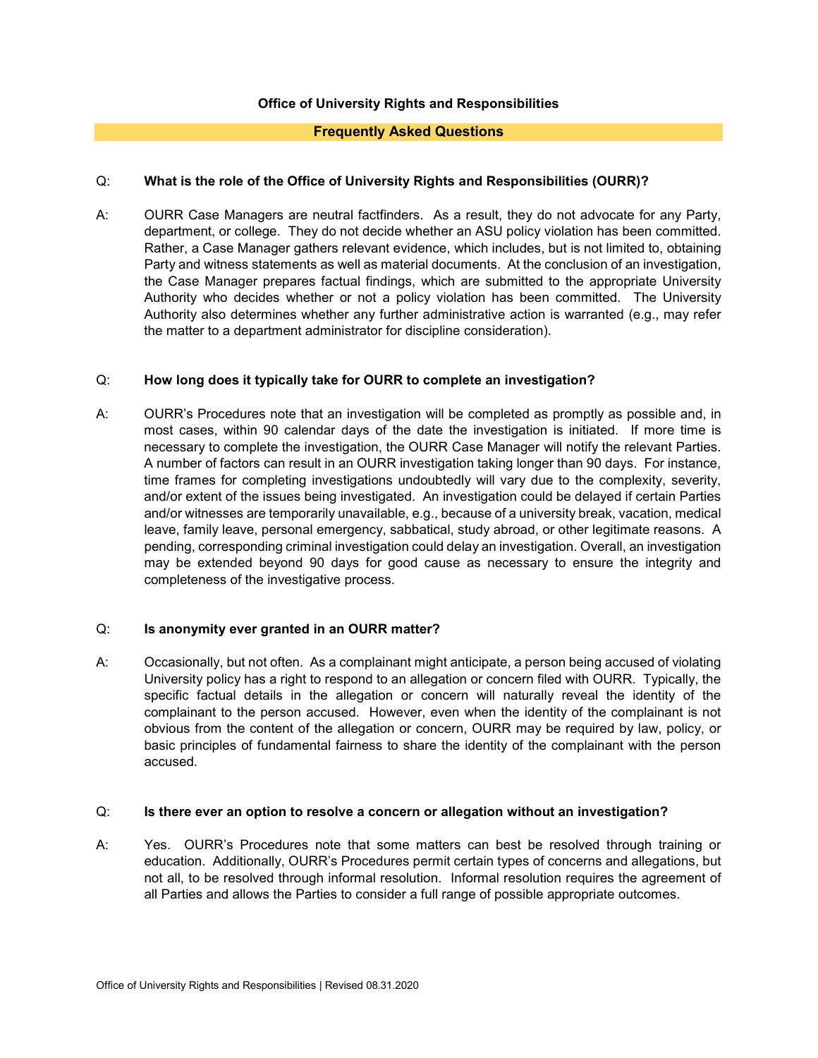# Office of University Rights and Responsibilities

## Frequently Asked Questions

**Q: What is the role of the Office of University Rights and Responsibilities (OURR)?**

A: OURR Case Managers are neutral factfinders. As a result, they do not advocate for any Party, department, or college. They do not decide whether an ASU policy violation has been committed. Rather, a Case Manager gathers relevant evidence, which includes, but is not limited to, obtaining Party and witness statements as well as material documents. At the conclusion of an investigation, the Case Manager prepares factual findings, which are submitted to the appropriate University Authority who decides whether or not a policy violation has been committed. The University Authority also determines whether any further administrative action is warranted (e.g., may refer the matter to a department administrator for discipline consideration).

**Q: How long does it typically take for OURR to complete an investigation?**

A: OURR's Procedures note that an investigation will be completed as promptly as possible and, in most cases, within 90 calendar days of the date the investigation is initiated. If more time is necessary to complete the investigation, the OURR Case Manager will notify the relevant Parties. A number of factors can result in an OURR investigation taking longer than 90 days. For instance, time frames for completing investigations undoubtedly will vary due to the complexity, severity, and/or extent of the issues being investigated. An investigation could be delayed if certain Parties and/or witnesses are temporarily unavailable, e.g., because of a university break, vacation, medical leave, family leave, personal emergency, sabbatical, study abroad, or other legitimate reasons. A pending, corresponding criminal investigation could delay an investigation. Overall, an investigation may be extended beyond 90 days for good cause as necessary to ensure the integrity and completeness of the investigative process.

**Q: Is anonymity ever granted in an OURR matter?**

A: Occasionally, but not often. As a complainant might anticipate, a person being accused of violating University policy has a right to respond to an allegation or concern filed with OURR. Typically, the specific factual details in the allegation or concern will naturally reveal the identity of the complainant to the person accused. However, even when the identity of the complainant is not obvious from the content of the allegation or concern, OURR may be required by law, policy, or basic principles of fundamental fairness to share the identity of the complainant with the person accused.

**Q: Is there ever an option to resolve a concern or allegation without an investigation?**

A: Yes. OURR's Procedures note that some matters can best be resolved through training or education. Additionally, OURR's Procedures permit certain types of concerns and allegations, but not all, to be resolved through informal resolution. Informal resolution requires the agreement of all Parties and allows the Parties to consider a full range of possible appropriate outcomes.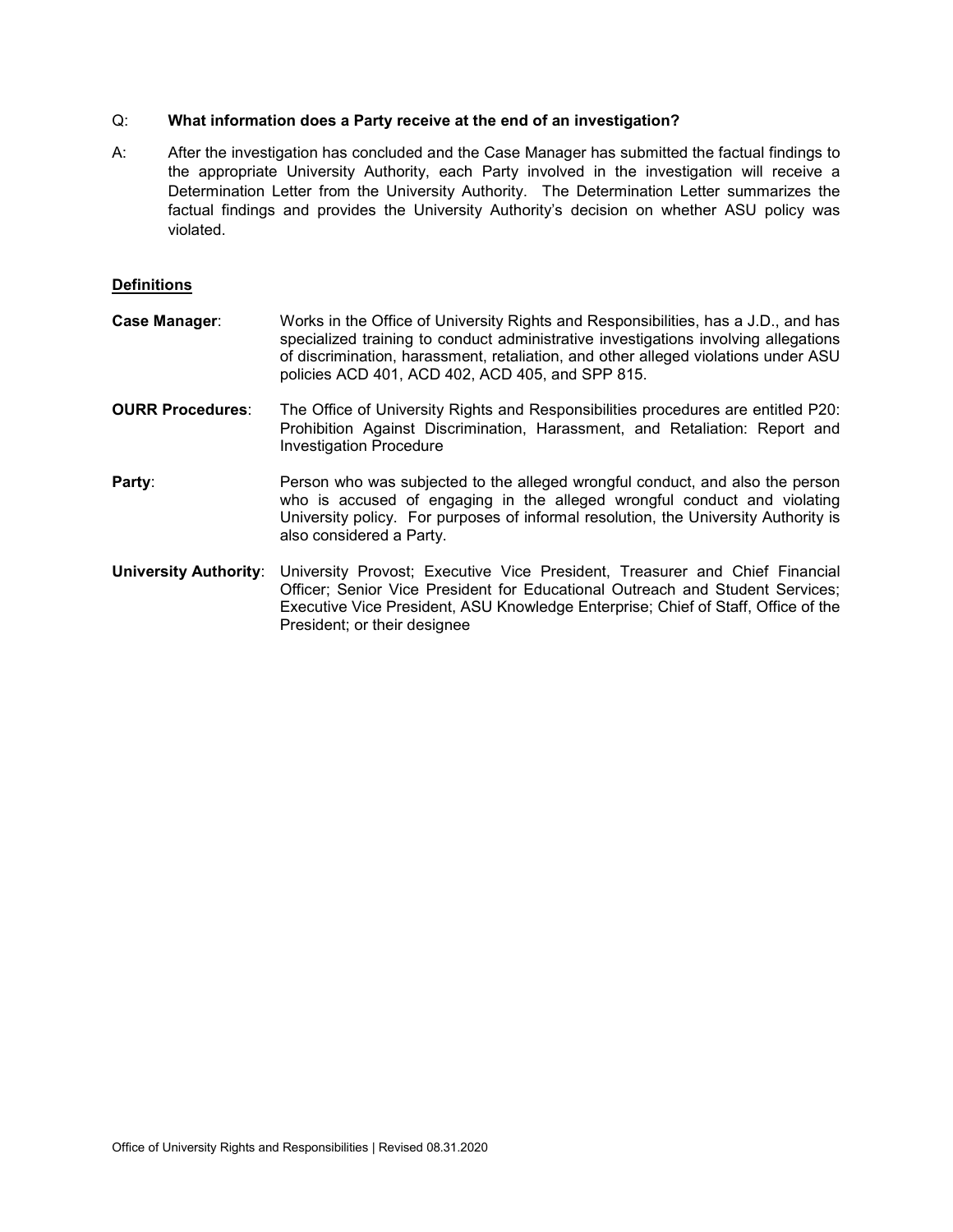Q: **What information does a Party receive at the end of an investigation?**

A: After the investigation has concluded and the Case Manager has submitted the factual findings to the appropriate University Authority, each Party involved in the investigation will receive a Determination Letter from the University Authority. The Determination Letter summarizes the factual findings and provides the University Authority's decision on whether ASU policy was violated.

**Definitions**

**Case Manager**: Works in the Office of University Rights and Responsibilities, has a J.D., and has specialized training to conduct administrative investigations involving allegations of discrimination, harassment, retaliation, and other alleged violations under ASU policies ACD 401, ACD 402, ACD 405, and SPP 815.

**OURR Procedures**: The Office of University Rights and Responsibilities procedures are entitled P20: Prohibition Against Discrimination, Harassment, and Retaliation: Report and Investigation Procedure

**Party**: Person who was subjected to the alleged wrongful conduct, and also the person who is accused of engaging in the alleged wrongful conduct and violating University policy. For purposes of informal resolution, the University Authority is also considered a Party.

**University Authority**: University Provost; Executive Vice President, Treasurer and Chief Financial Officer; Senior Vice President for Educational Outreach and Student Services; Executive Vice President, ASU Knowledge Enterprise; Chief of Staff, Office of the President; or their designee